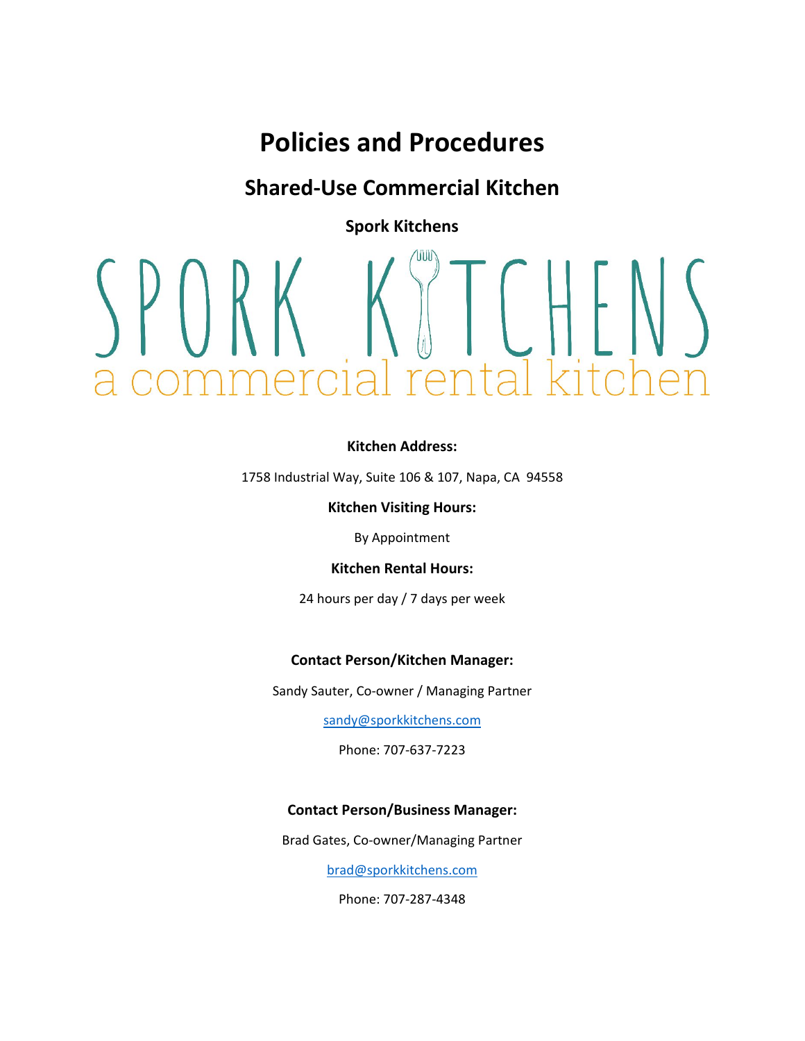# Policies and Procedures

## Shared-Use Commercial Kitchen

### Spork Kitchens

SPORK KITCHENS
a commercial rental kitchen

**Kitchen Address:**

1758 Industrial Way, Suite 106 & 107, Napa, CA 94558

**Kitchen Visiting Hours:**

By Appointment

**Kitchen Rental Hours:**

24 hours per day / 7 days per week

**Contact Person/Kitchen Manager:**

Sandy Sauter, Co-owner / Managing Partner

sandy@sporkkitchens.com

Phone: 707-637-7223

**Contact Person/Business Manager:**

Brad Gates, Co-owner/Managing Partner

brad@sporkkitchens.com

Phone: 707-287-4348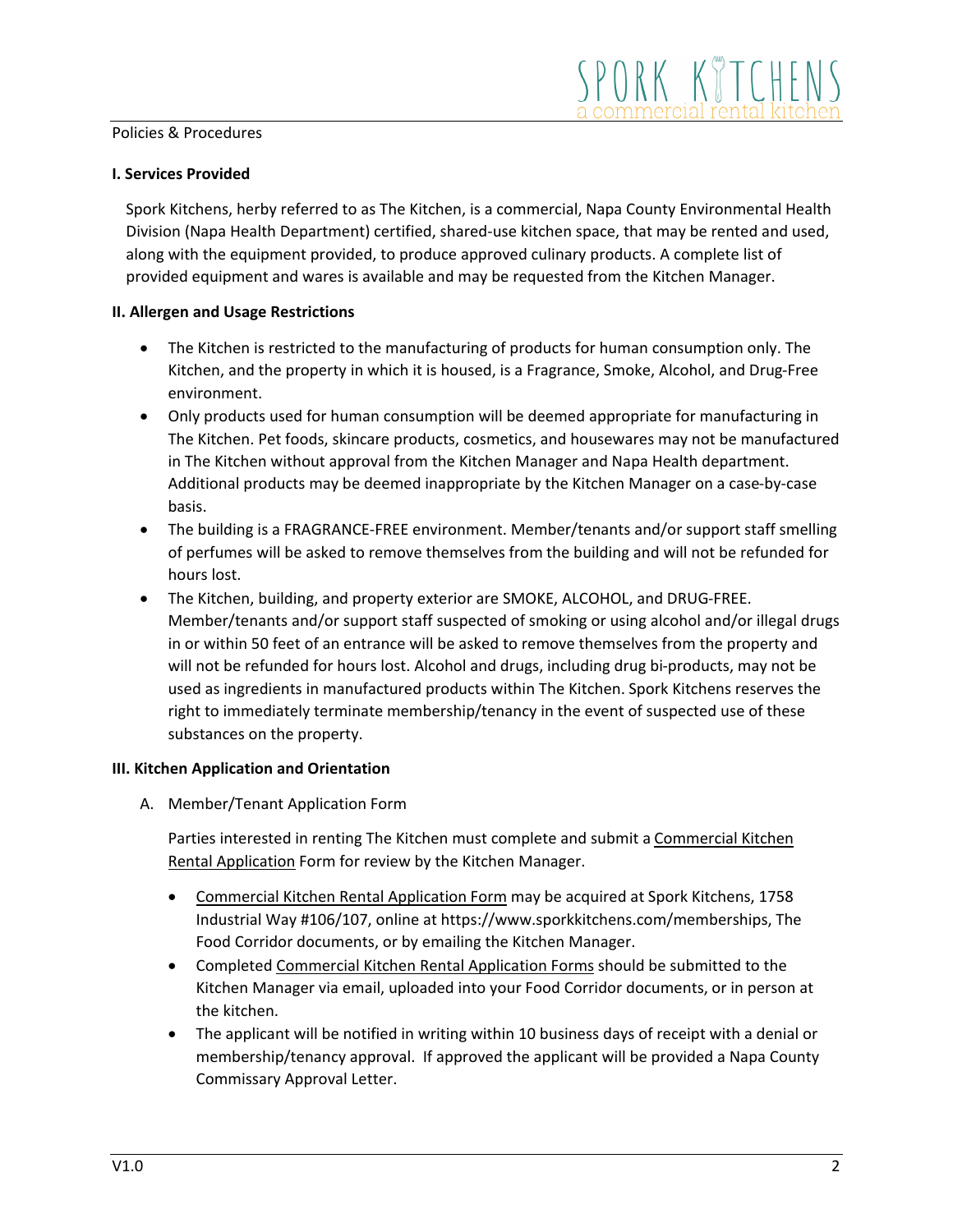Policies & Procedures

**I. Services Provided**

Spork Kitchens, herby referred to as The Kitchen, is a commercial, Napa County Environmental Health Division (Napa Health Department) certified, shared-use kitchen space, that may be rented and used, along with the equipment provided, to produce approved culinary products. A complete list of provided equipment and wares is available and may be requested from the Kitchen Manager.

**II. Allergen and Usage Restrictions**

- The Kitchen is restricted to the manufacturing of products for human consumption only. The Kitchen, and the property in which it is housed, is a Fragrance, Smoke, Alcohol, and Drug-Free environment.
- Only products used for human consumption will be deemed appropriate for manufacturing in The Kitchen. Pet foods, skincare products, cosmetics, and housewares may not be manufactured in The Kitchen without approval from the Kitchen Manager and Napa Health department. Additional products may be deemed inappropriate by the Kitchen Manager on a case-by-case basis.
- The building is a FRAGRANCE-FREE environment. Member/tenants and/or support staff smelling of perfumes will be asked to remove themselves from the building and will not be refunded for hours lost.
- The Kitchen, building, and property exterior are SMOKE, ALCOHOL, and DRUG-FREE. Member/tenants and/or support staff suspected of smoking or using alcohol and/or illegal drugs in or within 50 feet of an entrance will be asked to remove themselves from the property and will not be refunded for hours lost. Alcohol and drugs, including drug bi-products, may not be used as ingredients in manufactured products within The Kitchen. Spork Kitchens reserves the right to immediately terminate membership/tenancy in the event of suspected use of these substances on the property.

**III. Kitchen Application and Orientation**

A. Member/Tenant Application Form

Parties interested in renting The Kitchen must complete and submit a Commercial Kitchen Rental Application Form for review by the Kitchen Manager.

- Commercial Kitchen Rental Application Form may be acquired at Spork Kitchens, 1758 Industrial Way #106/107, online at https://www.sporkkitchens.com/memberships, The Food Corridor documents, or by emailing the Kitchen Manager.
- Completed Commercial Kitchen Rental Application Forms should be submitted to the Kitchen Manager via email, uploaded into your Food Corridor documents, or in person at the kitchen.
- The applicant will be notified in writing within 10 business days of receipt with a denial or membership/tenancy approval. If approved the applicant will be provided a Napa County Commissary Approval Letter.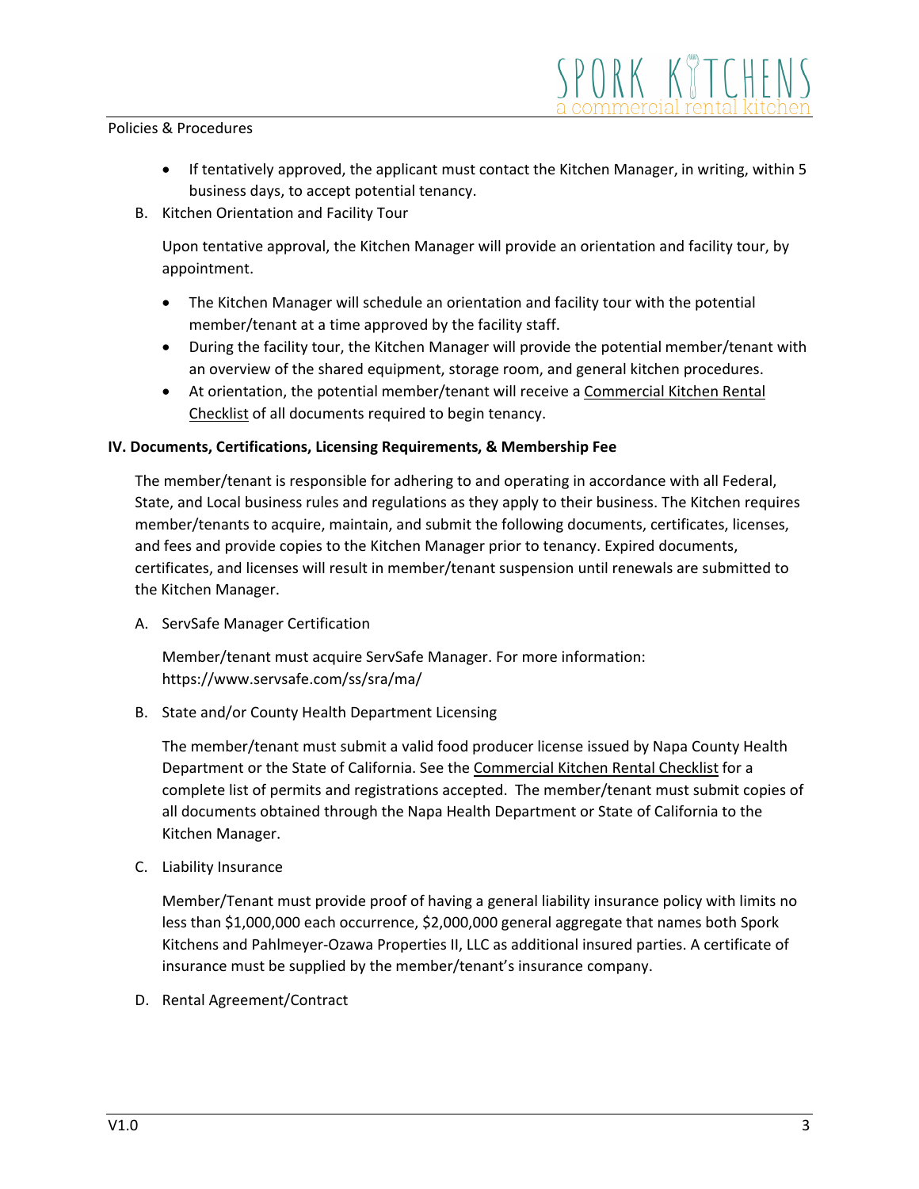- If tentatively approved, the applicant must contact the Kitchen Manager, in writing, within 5 business days, to accept potential tenancy.

B. Kitchen Orientation and Facility Tour

Upon tentative approval, the Kitchen Manager will provide an orientation and facility tour, by appointment.

- The Kitchen Manager will schedule an orientation and facility tour with the potential member/tenant at a time approved by the facility staff.
- During the facility tour, the Kitchen Manager will provide the potential member/tenant with an overview of the shared equipment, storage room, and general kitchen procedures.
- At orientation, the potential member/tenant will receive a Commercial Kitchen Rental Checklist of all documents required to begin tenancy.

**IV. Documents, Certifications, Licensing Requirements, & Membership Fee**

The member/tenant is responsible for adhering to and operating in accordance with all Federal, State, and Local business rules and regulations as they apply to their business. The Kitchen requires member/tenants to acquire, maintain, and submit the following documents, certificates, licenses, and fees and provide copies to the Kitchen Manager prior to tenancy. Expired documents, certificates, and licenses will result in member/tenant suspension until renewals are submitted to the Kitchen Manager.

A. ServSafe Manager Certification

Member/tenant must acquire ServSafe Manager. For more information: https://www.servsafe.com/ss/sra/ma/

B. State and/or County Health Department Licensing

The member/tenant must submit a valid food producer license issued by Napa County Health Department or the State of California. See the Commercial Kitchen Rental Checklist for a complete list of permits and registrations accepted. The member/tenant must submit copies of all documents obtained through the Napa Health Department or State of California to the Kitchen Manager.

C. Liability Insurance

Member/Tenant must provide proof of having a general liability insurance policy with limits no less than $1,000,000 each occurrence, $2,000,000 general aggregate that names both Spork Kitchens and Pahlmeyer-Ozawa Properties II, LLC as additional insured parties. A certificate of insurance must be supplied by the member/tenant's insurance company.

D. Rental Agreement/Contract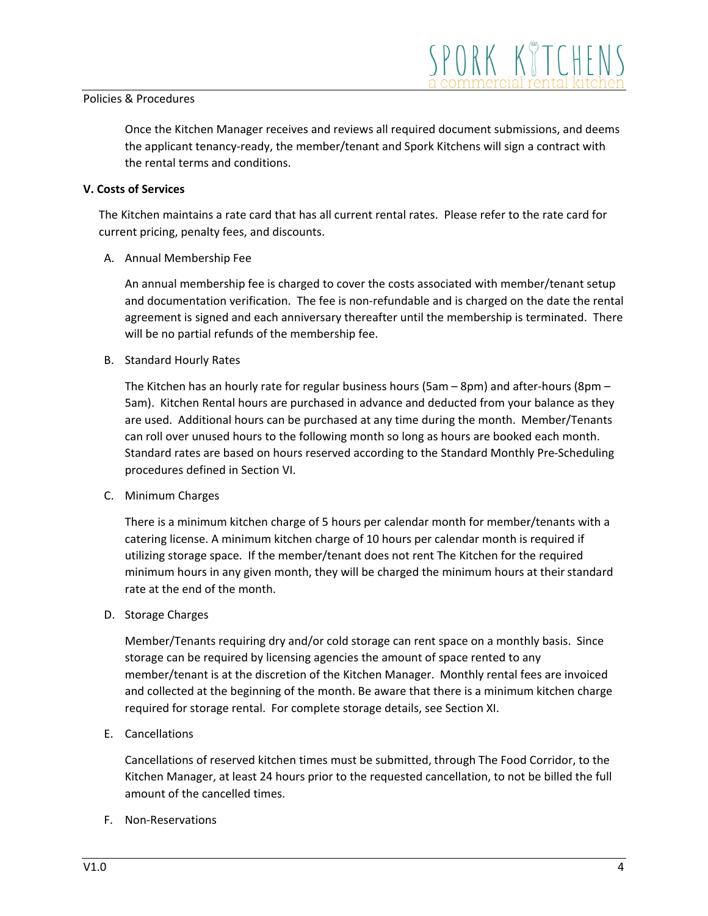Once the Kitchen Manager receives and reviews all required document submissions, and deems the applicant tenancy-ready, the member/tenant and Spork Kitchens will sign a contract with the rental terms and conditions.

## V. Costs of Services

The Kitchen maintains a rate card that has all current rental rates. Please refer to the rate card for current pricing, penalty fees, and discounts.

A. Annual Membership Fee

An annual membership fee is charged to cover the costs associated with member/tenant setup and documentation verification. The fee is non-refundable and is charged on the date the rental agreement is signed and each anniversary thereafter until the membership is terminated. There will be no partial refunds of the membership fee.

B. Standard Hourly Rates

The Kitchen has an hourly rate for regular business hours (5am – 8pm) and after-hours (8pm – 5am). Kitchen Rental hours are purchased in advance and deducted from your balance as they are used. Additional hours can be purchased at any time during the month. Member/Tenants can roll over unused hours to the following month so long as hours are booked each month. Standard rates are based on hours reserved according to the Standard Monthly Pre-Scheduling procedures defined in Section VI.

C. Minimum Charges

There is a minimum kitchen charge of 5 hours per calendar month for member/tenants with a catering license. A minimum kitchen charge of 10 hours per calendar month is required if utilizing storage space. If the member/tenant does not rent The Kitchen for the required minimum hours in any given month, they will be charged the minimum hours at their standard rate at the end of the month.

D. Storage Charges

Member/Tenants requiring dry and/or cold storage can rent space on a monthly basis. Since storage can be required by licensing agencies the amount of space rented to any member/tenant is at the discretion of the Kitchen Manager. Monthly rental fees are invoiced and collected at the beginning of the month. Be aware that there is a minimum kitchen charge required for storage rental. For complete storage details, see Section XI.

E. Cancellations

Cancellations of reserved kitchen times must be submitted, through The Food Corridor, to the Kitchen Manager, at least 24 hours prior to the requested cancellation, to not be billed the full amount of the cancelled times.

F. Non-Reservations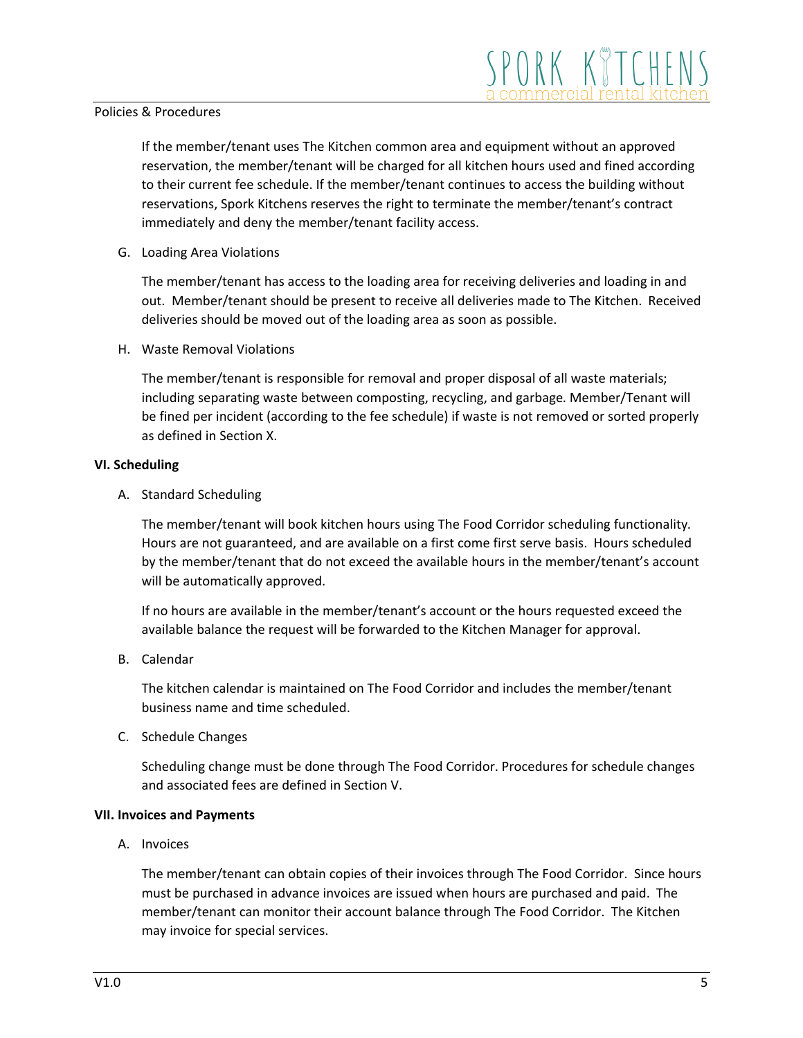If the member/tenant uses The Kitchen common area and equipment without an approved reservation, the member/tenant will be charged for all kitchen hours used and fined according to their current fee schedule. If the member/tenant continues to access the building without reservations, Spork Kitchens reserves the right to terminate the member/tenant's contract immediately and deny the member/tenant facility access.

G. Loading Area Violations

The member/tenant has access to the loading area for receiving deliveries and loading in and out. Member/tenant should be present to receive all deliveries made to The Kitchen. Received deliveries should be moved out of the loading area as soon as possible.

H. Waste Removal Violations

The member/tenant is responsible for removal and proper disposal of all waste materials; including separating waste between composting, recycling, and garbage. Member/Tenant will be fined per incident (according to the fee schedule) if waste is not removed or sorted properly as defined in Section X.

**VI. Scheduling**

A. Standard Scheduling

The member/tenant will book kitchen hours using The Food Corridor scheduling functionality. Hours are not guaranteed, and are available on a first come first serve basis. Hours scheduled by the member/tenant that do not exceed the available hours in the member/tenant's account will be automatically approved.

If no hours are available in the member/tenant's account or the hours requested exceed the available balance the request will be forwarded to the Kitchen Manager for approval.

B. Calendar

The kitchen calendar is maintained on The Food Corridor and includes the member/tenant business name and time scheduled.

C. Schedule Changes

Scheduling change must be done through The Food Corridor. Procedures for schedule changes and associated fees are defined in Section V.

**VII. Invoices and Payments**

A. Invoices

The member/tenant can obtain copies of their invoices through The Food Corridor. Since hours must be purchased in advance invoices are issued when hours are purchased and paid. The member/tenant can monitor their account balance through The Food Corridor. The Kitchen may invoice for special services.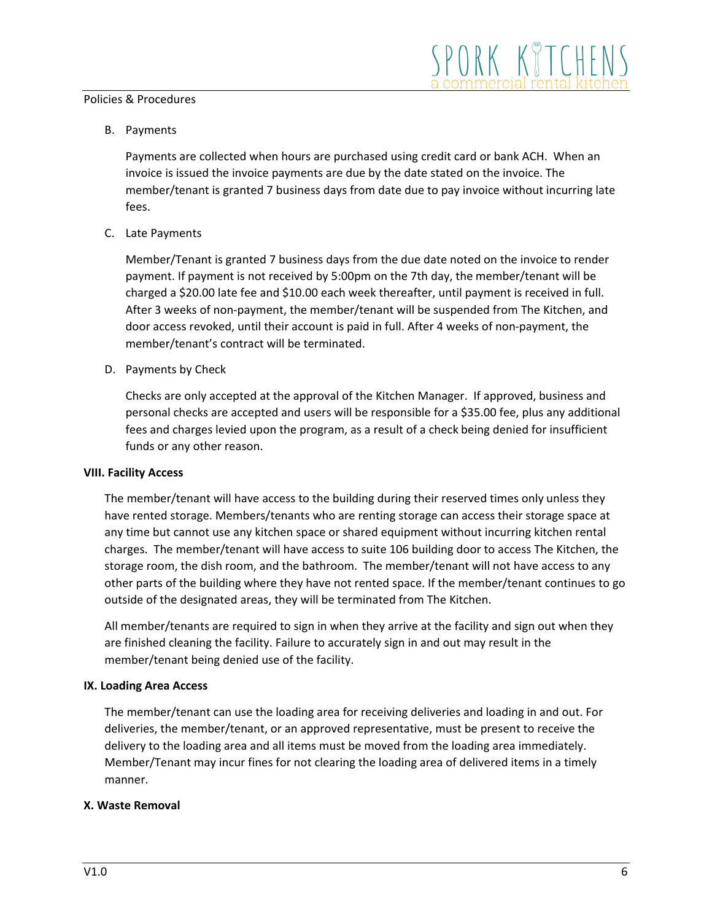B. Payments

Payments are collected when hours are purchased using credit card or bank ACH. When an invoice is issued the invoice payments are due by the date stated on the invoice. The member/tenant is granted 7 business days from date due to pay invoice without incurring late fees.

C. Late Payments

Member/Tenant is granted 7 business days from the due date noted on the invoice to render payment. If payment is not received by 5:00pm on the 7th day, the member/tenant will be charged a $20.00 late fee and $10.00 each week thereafter, until payment is received in full. After 3 weeks of non-payment, the member/tenant will be suspended from The Kitchen, and door access revoked, until their account is paid in full. After 4 weeks of non-payment, the member/tenant's contract will be terminated.

D. Payments by Check

Checks are only accepted at the approval of the Kitchen Manager. If approved, business and personal checks are accepted and users will be responsible for a $35.00 fee, plus any additional fees and charges levied upon the program, as a result of a check being denied for insufficient funds or any other reason.

**VIII. Facility Access**

The member/tenant will have access to the building during their reserved times only unless they have rented storage. Members/tenants who are renting storage can access their storage space at any time but cannot use any kitchen space or shared equipment without incurring kitchen rental charges. The member/tenant will have access to suite 106 building door to access The Kitchen, the storage room, the dish room, and the bathroom. The member/tenant will not have access to any other parts of the building where they have not rented space. If the member/tenant continues to go outside of the designated areas, they will be terminated from The Kitchen.

All member/tenants are required to sign in when they arrive at the facility and sign out when they are finished cleaning the facility. Failure to accurately sign in and out may result in the member/tenant being denied use of the facility.

**IX. Loading Area Access**

The member/tenant can use the loading area for receiving deliveries and loading in and out. For deliveries, the member/tenant, or an approved representative, must be present to receive the delivery to the loading area and all items must be moved from the loading area immediately. Member/Tenant may incur fines for not clearing the loading area of delivered items in a timely manner.

**X. Waste Removal**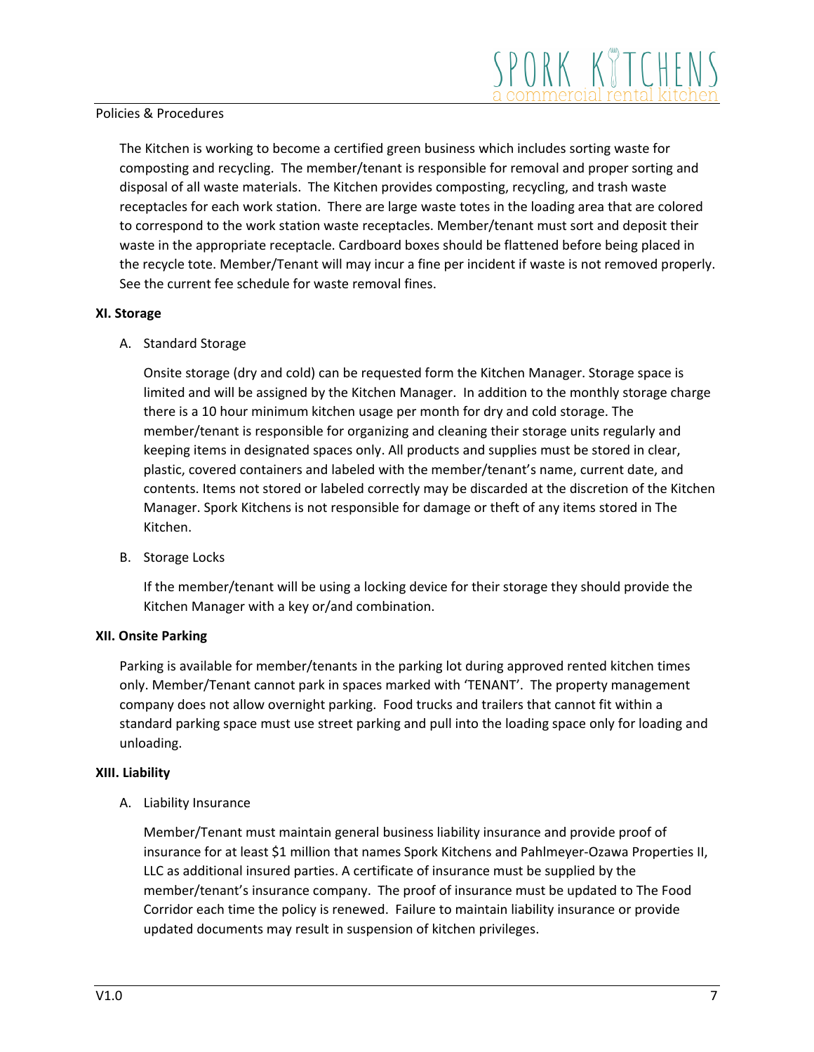The Kitchen is working to become a certified green business which includes sorting waste for composting and recycling. The member/tenant is responsible for removal and proper sorting and disposal of all waste materials. The Kitchen provides composting, recycling, and trash waste receptacles for each work station. There are large waste totes in the loading area that are colored to correspond to the work station waste receptacles. Member/tenant must sort and deposit their waste in the appropriate receptacle. Cardboard boxes should be flattened before being placed in the recycle tote. Member/Tenant will may incur a fine per incident if waste is not removed properly. See the current fee schedule for waste removal fines.

**XI. Storage**

A. Standard Storage

Onsite storage (dry and cold) can be requested form the Kitchen Manager. Storage space is limited and will be assigned by the Kitchen Manager. In addition to the monthly storage charge there is a 10 hour minimum kitchen usage per month for dry and cold storage. The member/tenant is responsible for organizing and cleaning their storage units regularly and keeping items in designated spaces only. All products and supplies must be stored in clear, plastic, covered containers and labeled with the member/tenant's name, current date, and contents. Items not stored or labeled correctly may be discarded at the discretion of the Kitchen Manager. Spork Kitchens is not responsible for damage or theft of any items stored in The Kitchen.

B. Storage Locks

If the member/tenant will be using a locking device for their storage they should provide the Kitchen Manager with a key or/and combination.

**XII. Onsite Parking**

Parking is available for member/tenants in the parking lot during approved rented kitchen times only. Member/Tenant cannot park in spaces marked with 'TENANT'. The property management company does not allow overnight parking. Food trucks and trailers that cannot fit within a standard parking space must use street parking and pull into the loading space only for loading and unloading.

**XIII. Liability**

A. Liability Insurance

Member/Tenant must maintain general business liability insurance and provide proof of insurance for at least $1 million that names Spork Kitchens and Pahlmeyer-Ozawa Properties II, LLC as additional insured parties. A certificate of insurance must be supplied by the member/tenant's insurance company. The proof of insurance must be updated to The Food Corridor each time the policy is renewed. Failure to maintain liability insurance or provide updated documents may result in suspension of kitchen privileges.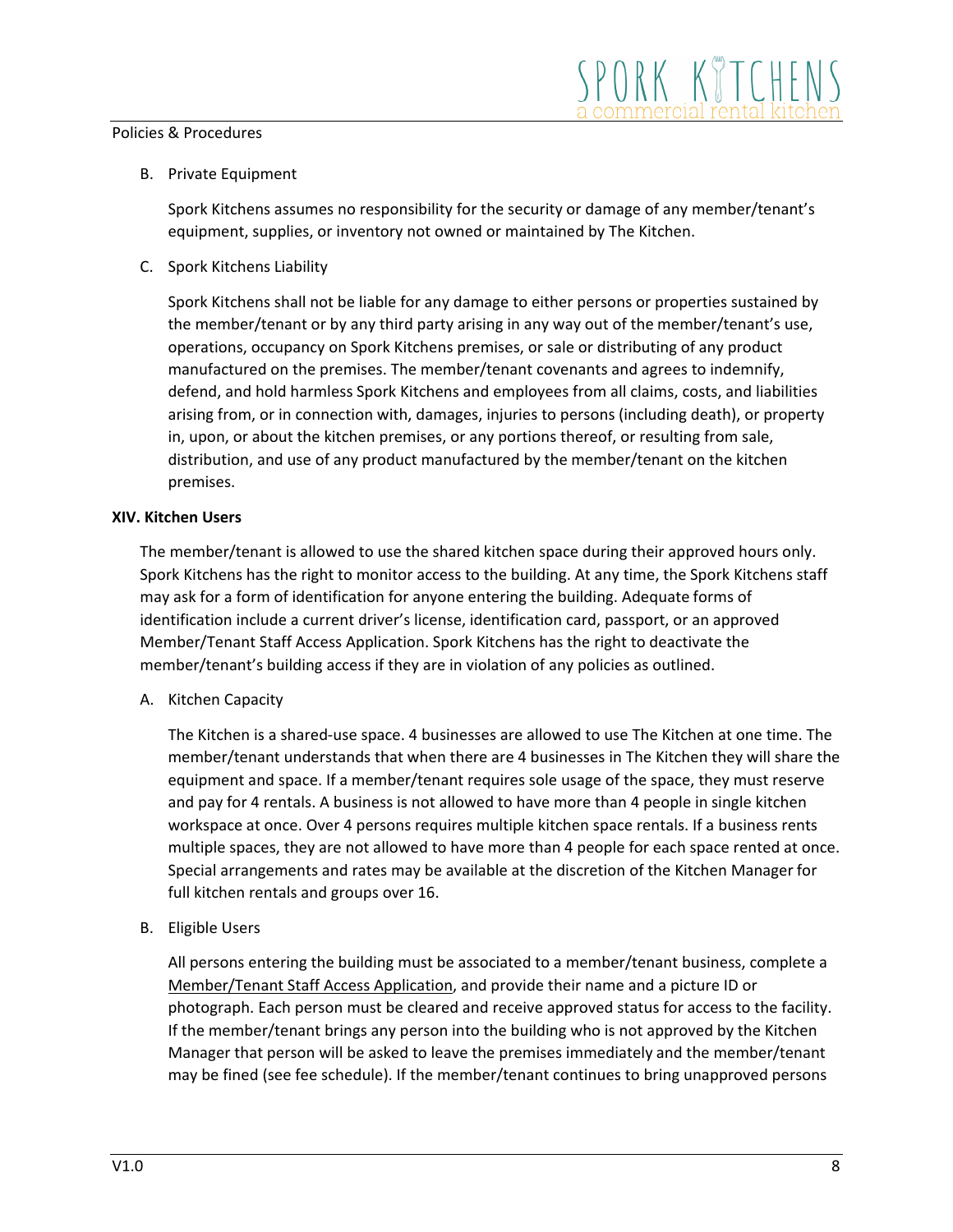B. Private Equipment

Spork Kitchens assumes no responsibility for the security or damage of any member/tenant's equipment, supplies, or inventory not owned or maintained by The Kitchen.

C. Spork Kitchens Liability

Spork Kitchens shall not be liable for any damage to either persons or properties sustained by the member/tenant or by any third party arising in any way out of the member/tenant's use, operations, occupancy on Spork Kitchens premises, or sale or distributing of any product manufactured on the premises. The member/tenant covenants and agrees to indemnify, defend, and hold harmless Spork Kitchens and employees from all claims, costs, and liabilities arising from, or in connection with, damages, injuries to persons (including death), or property in, upon, or about the kitchen premises, or any portions thereof, or resulting from sale, distribution, and use of any product manufactured by the member/tenant on the kitchen premises.

## XIV. Kitchen Users

The member/tenant is allowed to use the shared kitchen space during their approved hours only. Spork Kitchens has the right to monitor access to the building. At any time, the Spork Kitchens staff may ask for a form of identification for anyone entering the building. Adequate forms of identification include a current driver's license, identification card, passport, or an approved Member/Tenant Staff Access Application. Spork Kitchens has the right to deactivate the member/tenant's building access if they are in violation of any policies as outlined.

A. Kitchen Capacity

The Kitchen is a shared-use space. 4 businesses are allowed to use The Kitchen at one time. The member/tenant understands that when there are 4 businesses in The Kitchen they will share the equipment and space. If a member/tenant requires sole usage of the space, they must reserve and pay for 4 rentals. A business is not allowed to have more than 4 people in single kitchen workspace at once. Over 4 persons requires multiple kitchen space rentals. If a business rents multiple spaces, they are not allowed to have more than 4 people for each space rented at once. Special arrangements and rates may be available at the discretion of the Kitchen Manager for full kitchen rentals and groups over 16.

B. Eligible Users

All persons entering the building must be associated to a member/tenant business, complete a Member/Tenant Staff Access Application, and provide their name and a picture ID or photograph. Each person must be cleared and receive approved status for access to the facility. If the member/tenant brings any person into the building who is not approved by the Kitchen Manager that person will be asked to leave the premises immediately and the member/tenant may be fined (see fee schedule). If the member/tenant continues to bring unapproved persons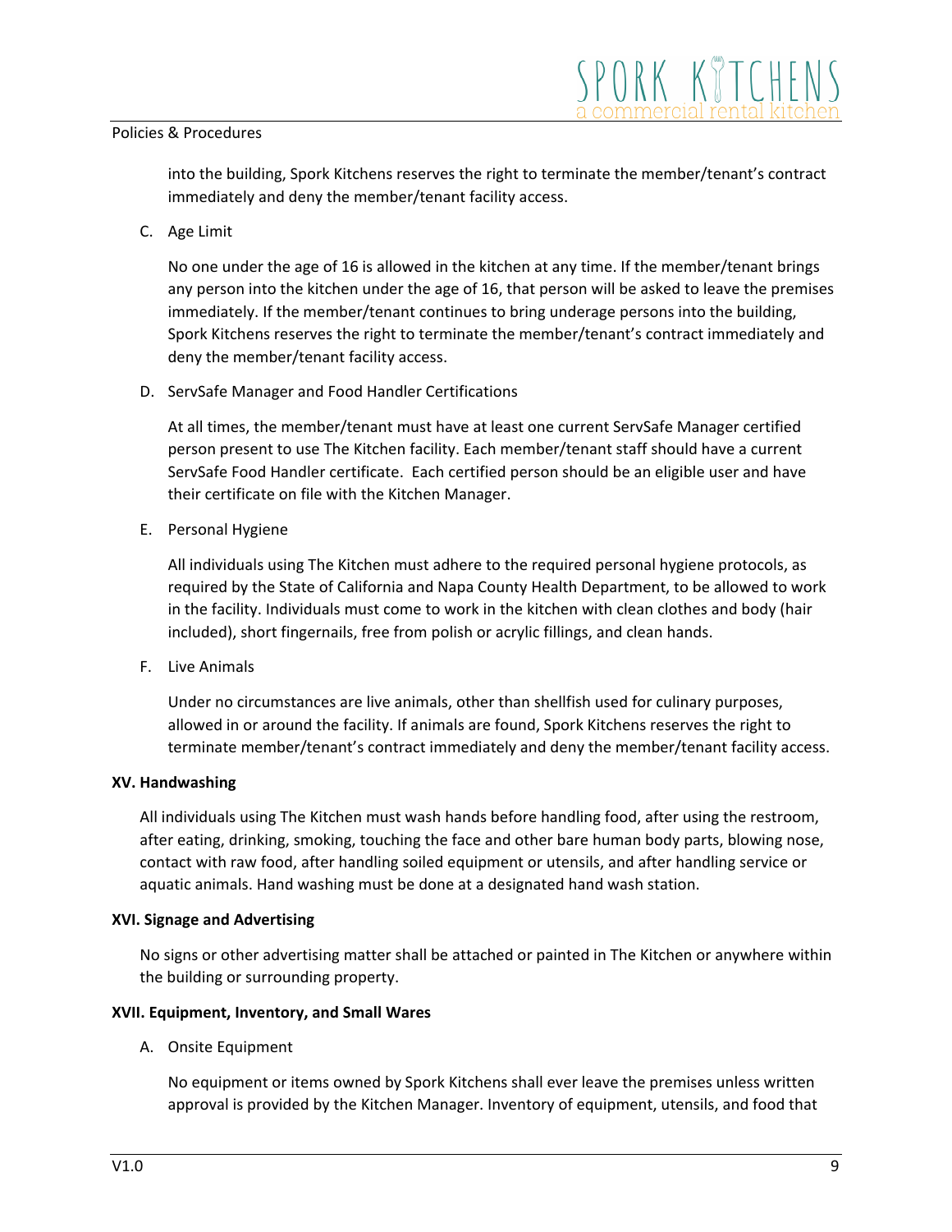into the building, Spork Kitchens reserves the right to terminate the member/tenant's contract immediately and deny the member/tenant facility access.

C. Age Limit

No one under the age of 16 is allowed in the kitchen at any time. If the member/tenant brings any person into the kitchen under the age of 16, that person will be asked to leave the premises immediately. If the member/tenant continues to bring underage persons into the building, Spork Kitchens reserves the right to terminate the member/tenant's contract immediately and deny the member/tenant facility access.

D. ServSafe Manager and Food Handler Certifications

At all times, the member/tenant must have at least one current ServSafe Manager certified person present to use The Kitchen facility. Each member/tenant staff should have a current ServSafe Food Handler certificate. Each certified person should be an eligible user and have their certificate on file with the Kitchen Manager.

E. Personal Hygiene

All individuals using The Kitchen must adhere to the required personal hygiene protocols, as required by the State of California and Napa County Health Department, to be allowed to work in the facility. Individuals must come to work in the kitchen with clean clothes and body (hair included), short fingernails, free from polish or acrylic fillings, and clean hands.

F. Live Animals

Under no circumstances are live animals, other than shellfish used for culinary purposes, allowed in or around the facility. If animals are found, Spork Kitchens reserves the right to terminate member/tenant's contract immediately and deny the member/tenant facility access.

**XV. Handwashing**

All individuals using The Kitchen must wash hands before handling food, after using the restroom, after eating, drinking, smoking, touching the face and other bare human body parts, blowing nose, contact with raw food, after handling soiled equipment or utensils, and after handling service or aquatic animals. Hand washing must be done at a designated hand wash station.

**XVI. Signage and Advertising**

No signs or other advertising matter shall be attached or painted in The Kitchen or anywhere within the building or surrounding property.

**XVII. Equipment, Inventory, and Small Wares**

A. Onsite Equipment

No equipment or items owned by Spork Kitchens shall ever leave the premises unless written approval is provided by the Kitchen Manager. Inventory of equipment, utensils, and food that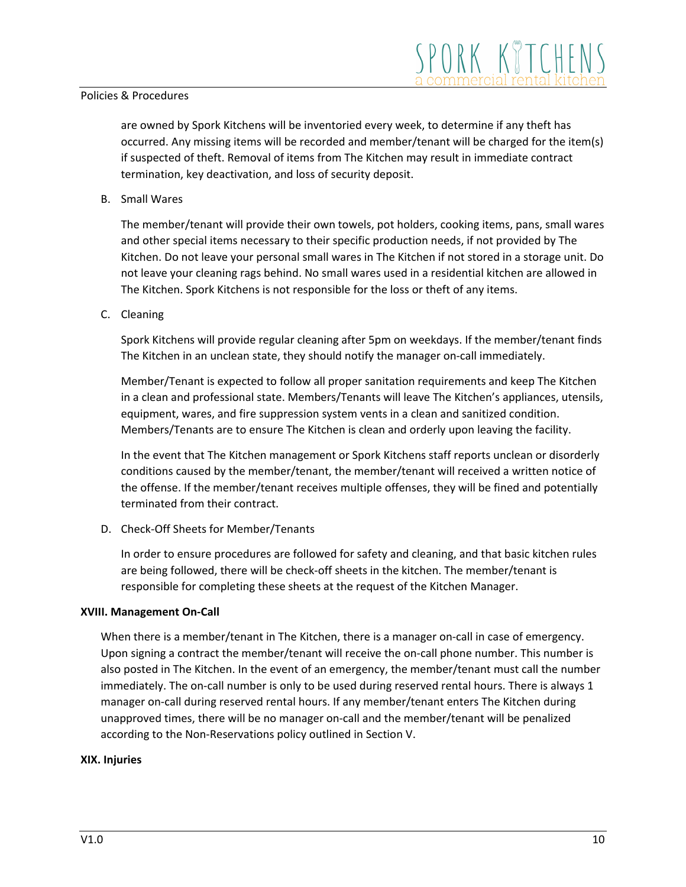are owned by Spork Kitchens will be inventoried every week, to determine if any theft has occurred. Any missing items will be recorded and member/tenant will be charged for the item(s) if suspected of theft. Removal of items from The Kitchen may result in immediate contract termination, key deactivation, and loss of security deposit.

B. Small Wares

The member/tenant will provide their own towels, pot holders, cooking items, pans, small wares and other special items necessary to their specific production needs, if not provided by The Kitchen. Do not leave your personal small wares in The Kitchen if not stored in a storage unit. Do not leave your cleaning rags behind. No small wares used in a residential kitchen are allowed in The Kitchen. Spork Kitchens is not responsible for the loss or theft of any items.

C. Cleaning

Spork Kitchens will provide regular cleaning after 5pm on weekdays. If the member/tenant finds The Kitchen in an unclean state, they should notify the manager on-call immediately.

Member/Tenant is expected to follow all proper sanitation requirements and keep The Kitchen in a clean and professional state. Members/Tenants will leave The Kitchen's appliances, utensils, equipment, wares, and fire suppression system vents in a clean and sanitized condition. Members/Tenants are to ensure The Kitchen is clean and orderly upon leaving the facility.

In the event that The Kitchen management or Spork Kitchens staff reports unclean or disorderly conditions caused by the member/tenant, the member/tenant will received a written notice of the offense. If the member/tenant receives multiple offenses, they will be fined and potentially terminated from their contract.

D. Check-Off Sheets for Member/Tenants

In order to ensure procedures are followed for safety and cleaning, and that basic kitchen rules are being followed, there will be check-off sheets in the kitchen. The member/tenant is responsible for completing these sheets at the request of the Kitchen Manager.

**XVIII. Management On-Call**

When there is a member/tenant in The Kitchen, there is a manager on-call in case of emergency. Upon signing a contract the member/tenant will receive the on-call phone number. This number is also posted in The Kitchen. In the event of an emergency, the member/tenant must call the number immediately. The on-call number is only to be used during reserved rental hours. There is always 1 manager on-call during reserved rental hours. If any member/tenant enters The Kitchen during unapproved times, there will be no manager on-call and the member/tenant will be penalized according to the Non-Reservations policy outlined in Section V.

**XIX. Injuries**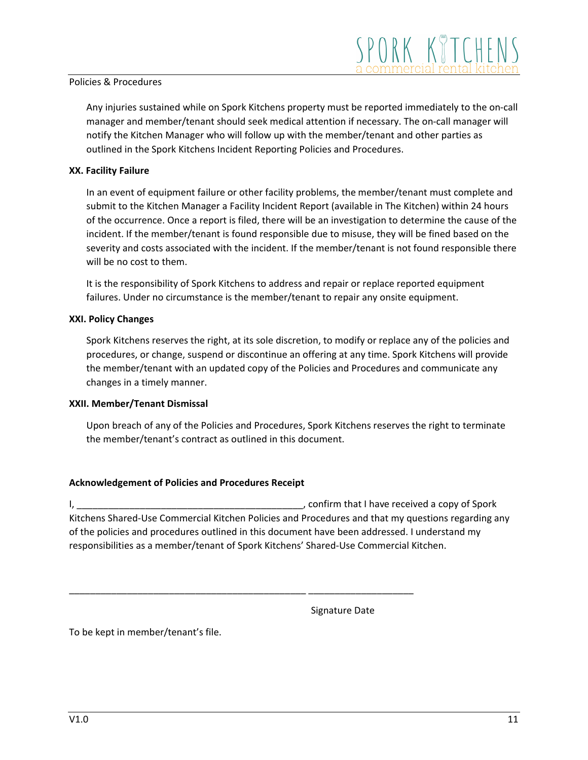Any injuries sustained while on Spork Kitchens property must be reported immediately to the on-call manager and member/tenant should seek medical attention if necessary. The on-call manager will notify the Kitchen Manager who will follow up with the member/tenant and other parties as outlined in the Spork Kitchens Incident Reporting Policies and Procedures.

**XX. Facility Failure**

In an event of equipment failure or other facility problems, the member/tenant must complete and submit to the Kitchen Manager a Facility Incident Report (available in The Kitchen) within 24 hours of the occurrence. Once a report is filed, there will be an investigation to determine the cause of the incident. If the member/tenant is found responsible due to misuse, they will be fined based on the severity and costs associated with the incident. If the member/tenant is not found responsible there will be no cost to them.

It is the responsibility of Spork Kitchens to address and repair or replace reported equipment failures. Under no circumstance is the member/tenant to repair any onsite equipment.

**XXI. Policy Changes**

Spork Kitchens reserves the right, at its sole discretion, to modify or replace any of the policies and procedures, or change, suspend or discontinue an offering at any time. Spork Kitchens will provide the member/tenant with an updated copy of the Policies and Procedures and communicate any changes in a timely manner.

**XXII. Member/Tenant Dismissal**

Upon breach of any of the Policies and Procedures, Spork Kitchens reserves the right to terminate the member/tenant's contract as outlined in this document.

**Acknowledgement of Policies and Procedures Receipt**

I, ___________________________________________, confirm that I have received a copy of Spork Kitchens Shared-Use Commercial Kitchen Policies and Procedures and that my questions regarding any of the policies and procedures outlined in this document have been addressed. I understand my responsibilities as a member/tenant of Spork Kitchens' Shared-Use Commercial Kitchen.

_____________________________________________ ____________________

Signature Date

To be kept in member/tenant's file.